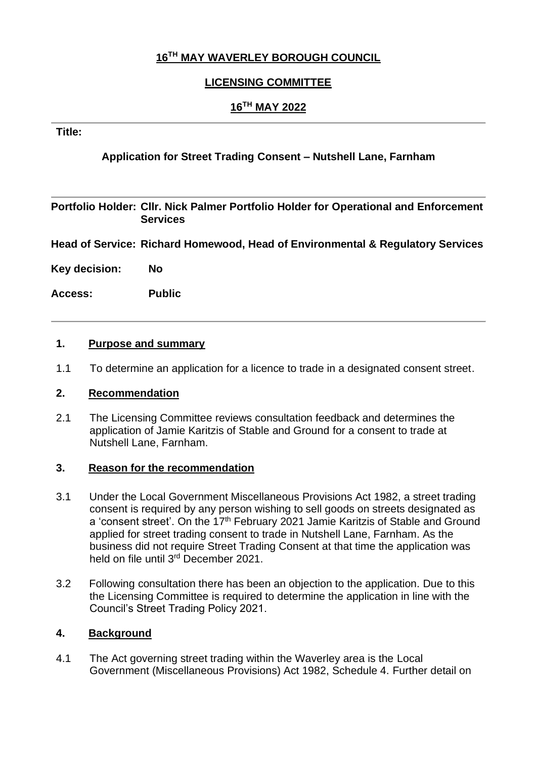**16TH MAY WAVERLEY BOROUGH COUNCIL**

**LICENSING COMMITTEE**

**16TH MAY 2022**

---

**Title:**

**Application for Street Trading Consent – Nutshell Lane, Farnham**

---

**Portfolio Holder:** **Cllr. Nick Palmer Portfolio Holder for Operational and Enforcement Services**

**Head of Service:** **Richard Homewood, Head of Environmental & Regulatory Services**

**Key decision:** **No**

**Access:** **Public**

---

## 1. Purpose and summary

1.1 To determine an application for a licence to trade in a designated consent street.

## 2. Recommendation

2.1 The Licensing Committee reviews consultation feedback and determines the application of Jamie Karitzis of Stable and Ground for a consent to trade at Nutshell Lane, Farnham.

## 3. Reason for the recommendation

3.1 Under the Local Government Miscellaneous Provisions Act 1982, a street trading consent is required by any person wishing to sell goods on streets designated as a 'consent street'. On the 17th February 2021 Jamie Karitzis of Stable and Ground applied for street trading consent to trade in Nutshell Lane, Farnham. As the business did not require Street Trading Consent at that time the application was held on file until 3rd December 2021.

3.2 Following consultation there has been an objection to the application. Due to this the Licensing Committee is required to determine the application in line with the Council's Street Trading Policy 2021.

## 4. Background

4.1 The Act governing street trading within the Waverley area is the Local Government (Miscellaneous Provisions) Act 1982, Schedule 4. Further detail on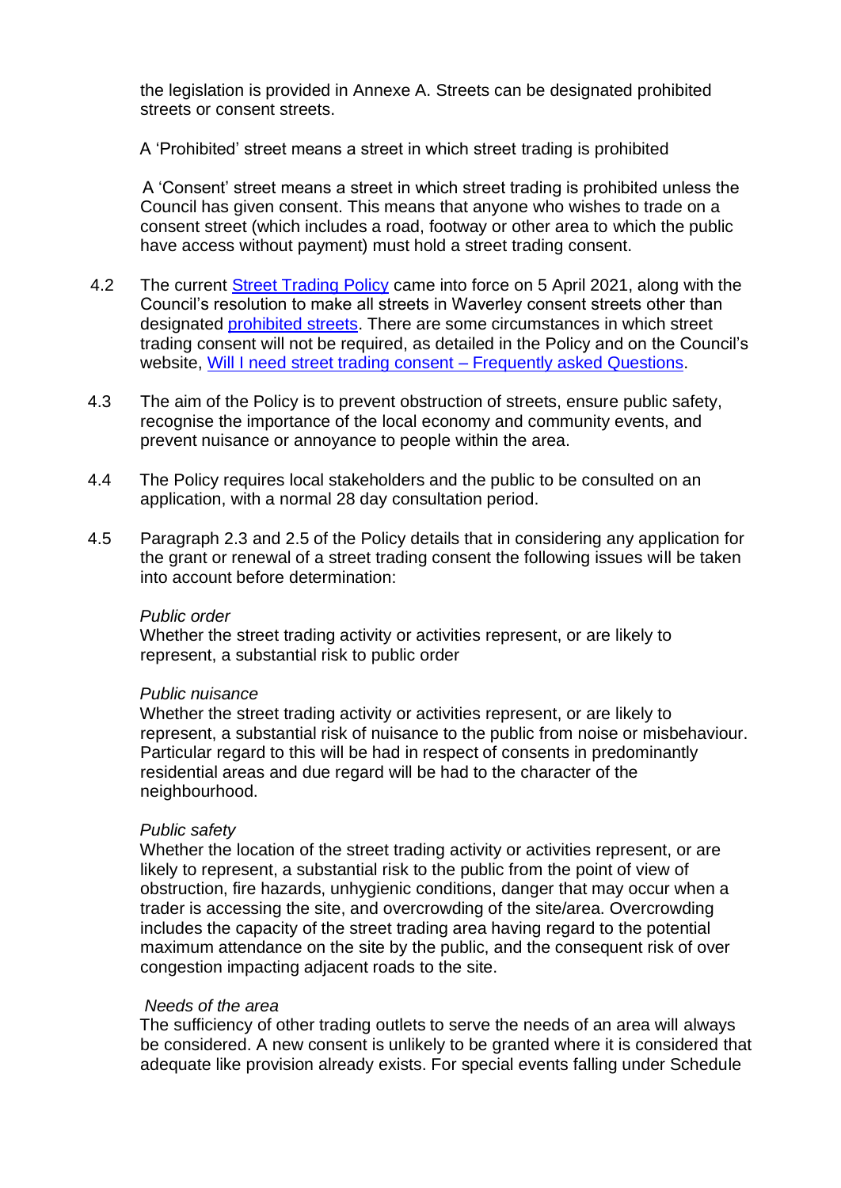the legislation is provided in Annexe A. Streets can be designated prohibited streets or consent streets.

A 'Prohibited' street means a street in which street trading is prohibited

A 'Consent' street means a street in which street trading is prohibited unless the Council has given consent. This means that anyone who wishes to trade on a consent street (which includes a road, footway or other area to which the public have access without payment) must hold a street trading consent.

4.2 The current [Street Trading Policy]() came into force on 5 April 2021, along with the Council's resolution to make all streets in Waverley consent streets other than designated [prohibited streets](). There are some circumstances in which street trading consent will not be required, as detailed in the Policy and on the Council's website, [Will I need street trading consent – Frequently asked Questions]().

4.3 The aim of the Policy is to prevent obstruction of streets, ensure public safety, recognise the importance of the local economy and community events, and prevent nuisance or annoyance to people within the area.

4.4 The Policy requires local stakeholders and the public to be consulted on an application, with a normal 28 day consultation period.

4.5 Paragraph 2.3 and 2.5 of the Policy details that in considering any application for the grant or renewal of a street trading consent the following issues will be taken into account before determination:

*Public order*
Whether the street trading activity or activities represent, or are likely to represent, a substantial risk to public order

*Public nuisance*
Whether the street trading activity or activities represent, or are likely to represent, a substantial risk of nuisance to the public from noise or misbehaviour. Particular regard to this will be had in respect of consents in predominantly residential areas and due regard will be had to the character of the neighbourhood.

*Public safety*
Whether the location of the street trading activity or activities represent, or are likely to represent, a substantial risk to the public from the point of view of obstruction, fire hazards, unhygienic conditions, danger that may occur when a trader is accessing the site, and overcrowding of the site/area. Overcrowding includes the capacity of the street trading area having regard to the potential maximum attendance on the site by the public, and the consequent risk of over congestion impacting adjacent roads to the site.

*Needs of the area*
The sufficiency of other trading outlets to serve the needs of an area will always be considered. A new consent is unlikely to be granted where it is considered that adequate like provision already exists. For special events falling under Schedule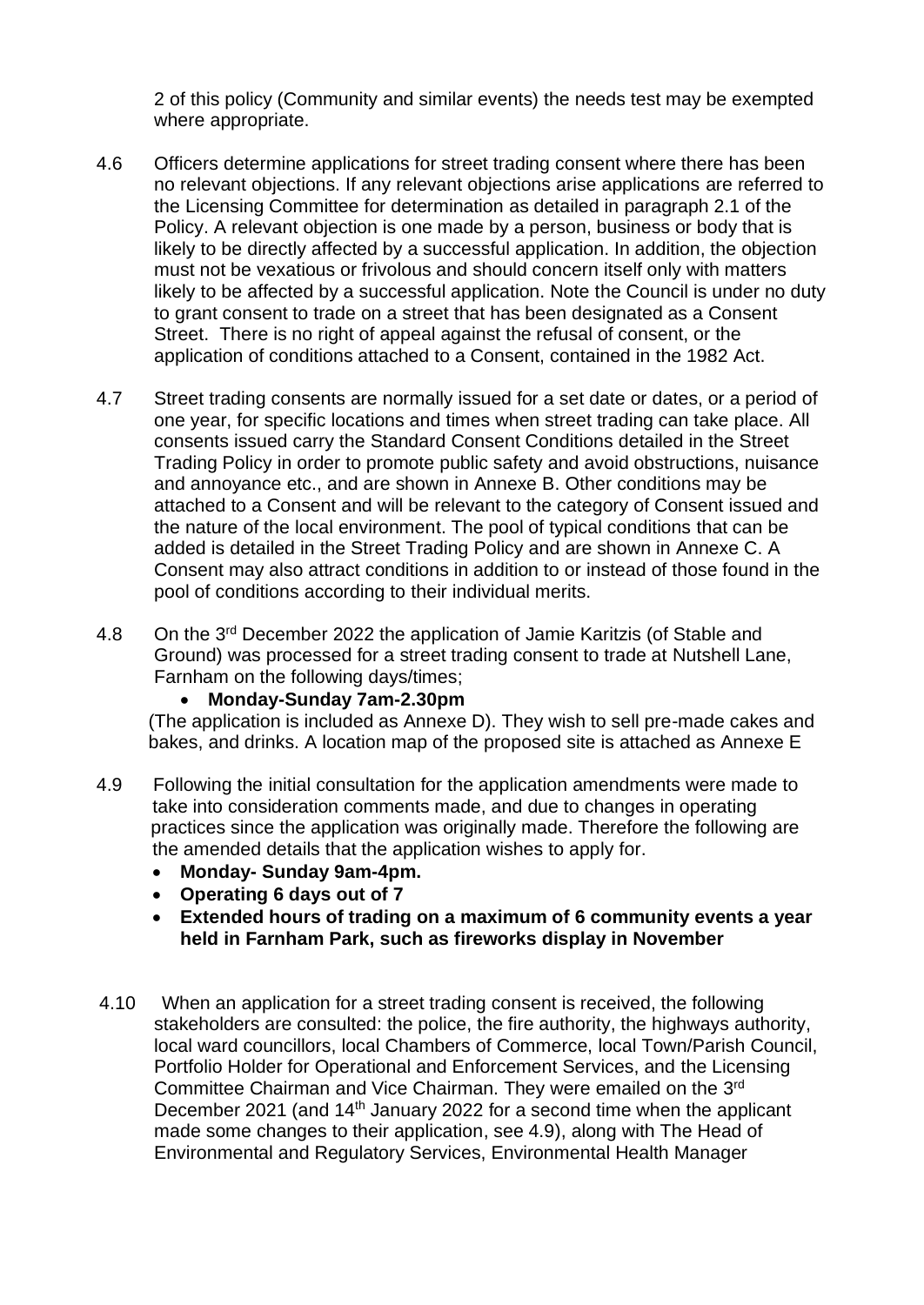2 of this policy (Community and similar events) the needs test may be exempted where appropriate.

4.6 Officers determine applications for street trading consent where there has been no relevant objections. If any relevant objections arise applications are referred to the Licensing Committee for determination as detailed in paragraph 2.1 of the Policy. A relevant objection is one made by a person, business or body that is likely to be directly affected by a successful application. In addition, the objection must not be vexatious or frivolous and should concern itself only with matters likely to be affected by a successful application. Note the Council is under no duty to grant consent to trade on a street that has been designated as a Consent Street. There is no right of appeal against the refusal of consent, or the application of conditions attached to a Consent, contained in the 1982 Act.

4.7 Street trading consents are normally issued for a set date or dates, or a period of one year, for specific locations and times when street trading can take place. All consents issued carry the Standard Consent Conditions detailed in the Street Trading Policy in order to promote public safety and avoid obstructions, nuisance and annoyance etc., and are shown in Annexe B. Other conditions may be attached to a Consent and will be relevant to the category of Consent issued and the nature of the local environment. The pool of typical conditions that can be added is detailed in the Street Trading Policy and are shown in Annexe C. A Consent may also attract conditions in addition to or instead of those found in the pool of conditions according to their individual merits.

4.8 On the 3rd December 2022 the application of Jamie Karitzis (of Stable and Ground) was processed for a street trading consent to trade at Nutshell Lane, Farnham on the following days/times;

- **Monday-Sunday 7am-2.30pm**

(The application is included as Annexe D). They wish to sell pre-made cakes and bakes, and drinks. A location map of the proposed site is attached as Annexe E

4.9 Following the initial consultation for the application amendments were made to take into consideration comments made, and due to changes in operating practices since the application was originally made. Therefore the following are the amended details that the application wishes to apply for.

- **Monday- Sunday 9am-4pm.**
- **Operating 6 days out of 7**
- **Extended hours of trading on a maximum of 6 community events a year held in Farnham Park, such as fireworks display in November**

4.10 When an application for a street trading consent is received, the following stakeholders are consulted: the police, the fire authority, the highways authority, local ward councillors, local Chambers of Commerce, local Town/Parish Council, Portfolio Holder for Operational and Enforcement Services, and the Licensing Committee Chairman and Vice Chairman. They were emailed on the 3rd December 2021 (and 14th January 2022 for a second time when the applicant made some changes to their application, see 4.9), along with The Head of Environmental and Regulatory Services, Environmental Health Manager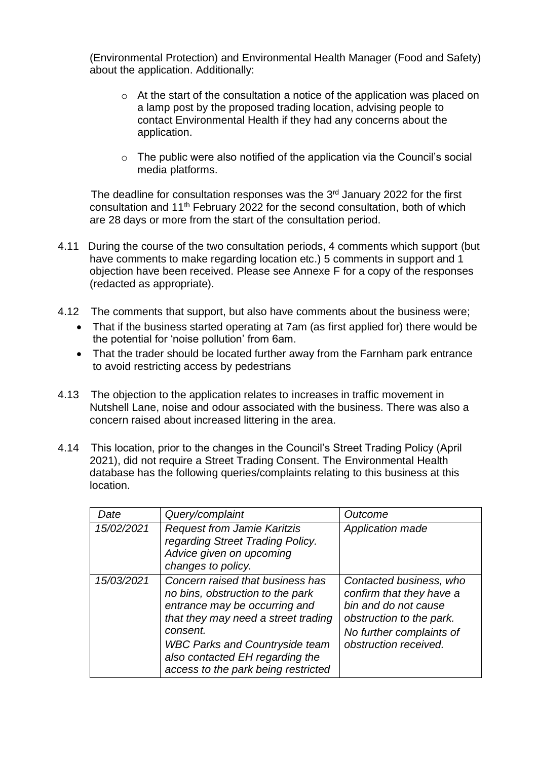(Environmental Protection) and Environmental Health Manager (Food and Safety) about the application. Additionally:

- At the start of the consultation a notice of the application was placed on a lamp post by the proposed trading location, advising people to contact Environmental Health if they had any concerns about the application.
- The public were also notified of the application via the Council's social media platforms.

The deadline for consultation responses was the 3rd January 2022 for the first consultation and 11th February 2022 for the second consultation, both of which are 28 days or more from the start of the consultation period.

4.11 During the course of the two consultation periods, 4 comments which support (but have comments to make regarding location etc.) 5 comments in support and 1 objection have been received. Please see Annexe F for a copy of the responses (redacted as appropriate).

4.12 The comments that support, but also have comments about the business were;

- That if the business started operating at 7am (as first applied for) there would be the potential for 'noise pollution' from 6am.
- That the trader should be located further away from the Farnham park entrance to avoid restricting access by pedestrians

4.13 The objection to the application relates to increases in traffic movement in Nutshell Lane, noise and odour associated with the business. There was also a concern raised about increased littering in the area.

4.14 This location, prior to the changes in the Council's Street Trading Policy (April 2021), did not require a Street Trading Consent. The Environmental Health database has the following queries/complaints relating to this business at this location.

| *Date* | *Query/complaint* | *Outcome* |
| --- | --- | --- |
| *15/02/2021* | *Request from Jamie Karitzis regarding Street Trading Policy. Advice given on upcoming changes to policy.* | *Application made* |
| *15/03/2021* | *Concern raised that business has no bins, obstruction to the park entrance may be occurring and that they may need a street trading consent.*<br>*WBC Parks and Countryside team also contacted EH regarding the access to the park being restricted* | *Contacted business, who confirm that they have a bin and do not cause obstruction to the park. No further complaints of obstruction received.* |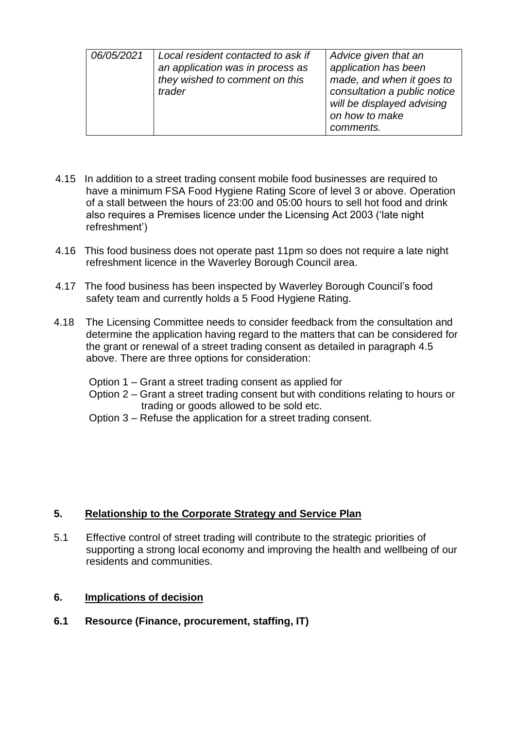| *06/05/2021* | *Local resident contacted to ask if an application was in process as they wished to comment on this trader* | *Advice given that an application has been made, and when it goes to consultation a public notice will be displayed advising on how to make comments.* |
|---|---|---|

4.15 In addition to a street trading consent mobile food businesses are required to have a minimum FSA Food Hygiene Rating Score of level 3 or above. Operation of a stall between the hours of 23:00 and 05:00 hours to sell hot food and drink also requires a Premises licence under the Licensing Act 2003 ('late night refreshment')

4.16 This food business does not operate past 11pm so does not require a late night refreshment licence in the Waverley Borough Council area.

4.17 The food business has been inspected by Waverley Borough Council's food safety team and currently holds a 5 Food Hygiene Rating.

4.18 The Licensing Committee needs to consider feedback from the consultation and determine the application having regard to the matters that can be considered for the grant or renewal of a street trading consent as detailed in paragraph 4.5 above. There are three options for consideration:

Option 1 – Grant a street trading consent as applied for
Option 2 – Grant a street trading consent but with conditions relating to hours or trading or goods allowed to be sold etc.
Option 3 – Refuse the application for a street trading consent.

## 5. Relationship to the Corporate Strategy and Service Plan

5.1 Effective control of street trading will contribute to the strategic priorities of supporting a strong local economy and improving the health and wellbeing of our residents and communities.

## 6. Implications of decision

### 6.1 Resource (Finance, procurement, staffing, IT)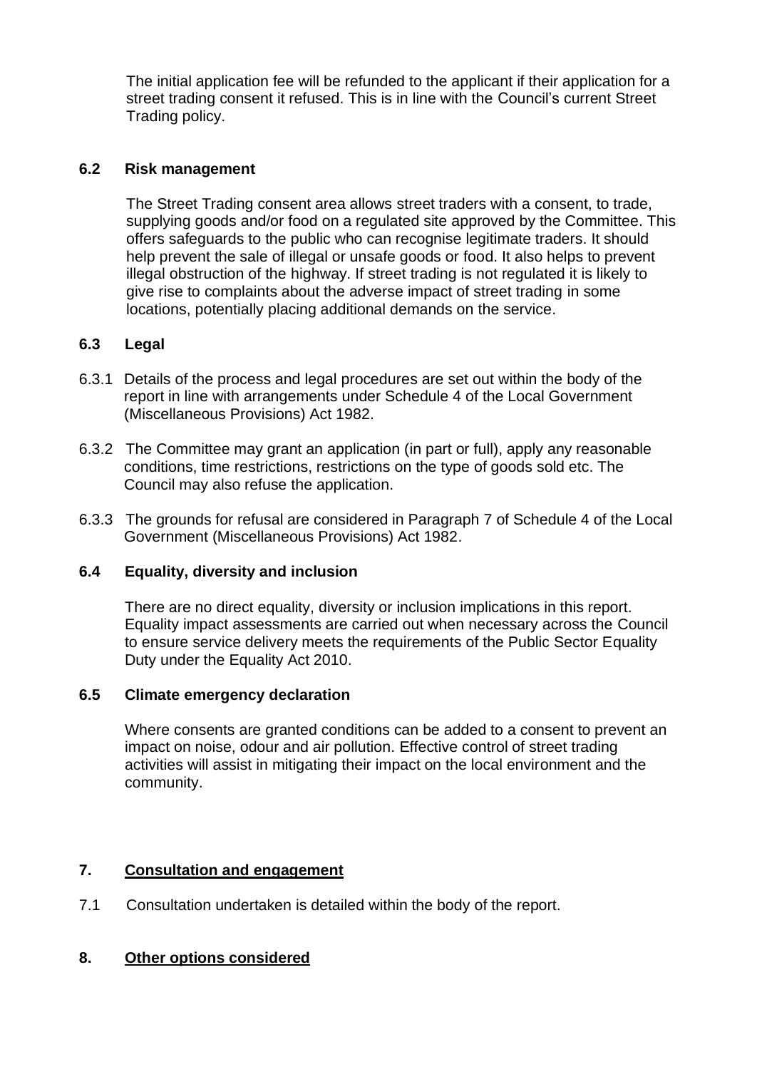The initial application fee will be refunded to the applicant if their application for a street trading consent it refused. This is in line with the Council's current Street Trading policy.

### 6.2 Risk management

The Street Trading consent area allows street traders with a consent, to trade, supplying goods and/or food on a regulated site approved by the Committee. This offers safeguards to the public who can recognise legitimate traders. It should help prevent the sale of illegal or unsafe goods or food. It also helps to prevent illegal obstruction of the highway. If street trading is not regulated it is likely to give rise to complaints about the adverse impact of street trading in some locations, potentially placing additional demands on the service.

### 6.3 Legal

6.3.1 Details of the process and legal procedures are set out within the body of the report in line with arrangements under Schedule 4 of the Local Government (Miscellaneous Provisions) Act 1982.

6.3.2 The Committee may grant an application (in part or full), apply any reasonable conditions, time restrictions, restrictions on the type of goods sold etc. The Council may also refuse the application.

6.3.3 The grounds for refusal are considered in Paragraph 7 of Schedule 4 of the Local Government (Miscellaneous Provisions) Act 1982.

### 6.4 Equality, diversity and inclusion

There are no direct equality, diversity or inclusion implications in this report. Equality impact assessments are carried out when necessary across the Council to ensure service delivery meets the requirements of the Public Sector Equality Duty under the Equality Act 2010.

### 6.5 Climate emergency declaration

Where consents are granted conditions can be added to a consent to prevent an impact on noise, odour and air pollution. Effective control of street trading activities will assist in mitigating their impact on the local environment and the community.

## 7. Consultation and engagement

7.1 Consultation undertaken is detailed within the body of the report.

## 8. Other options considered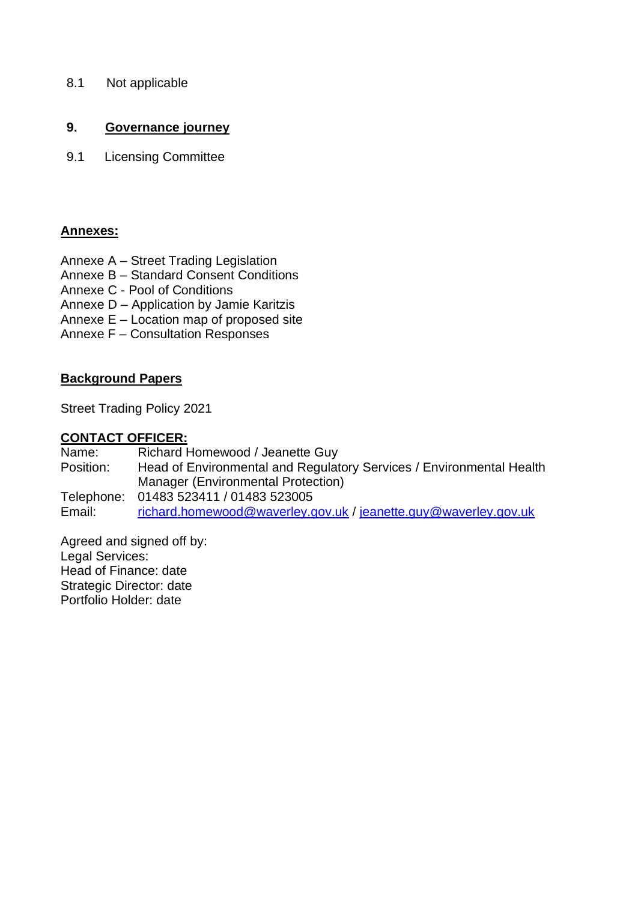8.1 Not applicable

## 9. Governance journey

9.1 Licensing Committee

**Annexes:**

Annexe A – Street Trading Legislation
Annexe B – Standard Consent Conditions
Annexe C - Pool of Conditions
Annexe D – Application by Jamie Karitzis
Annexe E – Location map of proposed site
Annexe F – Consultation Responses

**Background Papers**

Street Trading Policy 2021

**CONTACT OFFICER:**

Name: Richard Homewood / Jeanette Guy
Position: Head of Environmental and Regulatory Services / Environmental Health Manager (Environmental Protection)
Telephone: 01483 523411 / 01483 523005
Email: richard.homewood@waverley.gov.uk / jeanette.guy@waverley.gov.uk

Agreed and signed off by:
Legal Services:
Head of Finance: date
Strategic Director: date
Portfolio Holder: date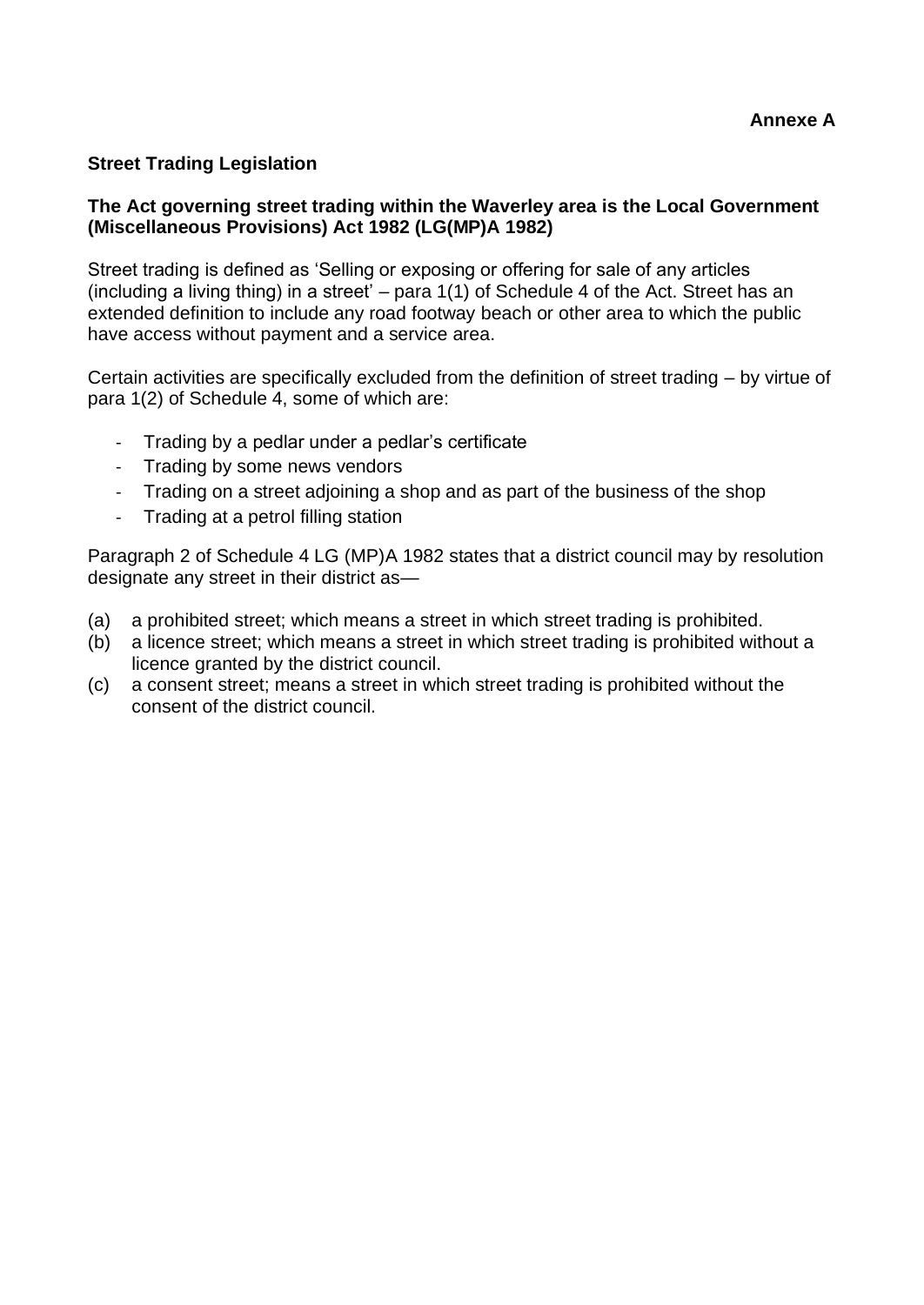**Annexe A**

**Street Trading Legislation**

**The Act governing street trading within the Waverley area is the Local Government (Miscellaneous Provisions) Act 1982 (LG(MP)A 1982)**

Street trading is defined as 'Selling or exposing or offering for sale of any articles (including a living thing) in a street' – para 1(1) of Schedule 4 of the Act. Street has an extended definition to include any road footway beach or other area to which the public have access without payment and a service area.

Certain activities are specifically excluded from the definition of street trading – by virtue of para 1(2) of Schedule 4, some of which are:

- Trading by a pedlar under a pedlar's certificate
- Trading by some news vendors
- Trading on a street adjoining a shop and as part of the business of the shop
- Trading at a petrol filling station

Paragraph 2 of Schedule 4 LG (MP)A 1982 states that a district council may by resolution designate any street in their district as—

(a) a prohibited street; which means a street in which street trading is prohibited.
(b) a licence street; which means a street in which street trading is prohibited without a licence granted by the district council.
(c) a consent street; means a street in which street trading is prohibited without the consent of the district council.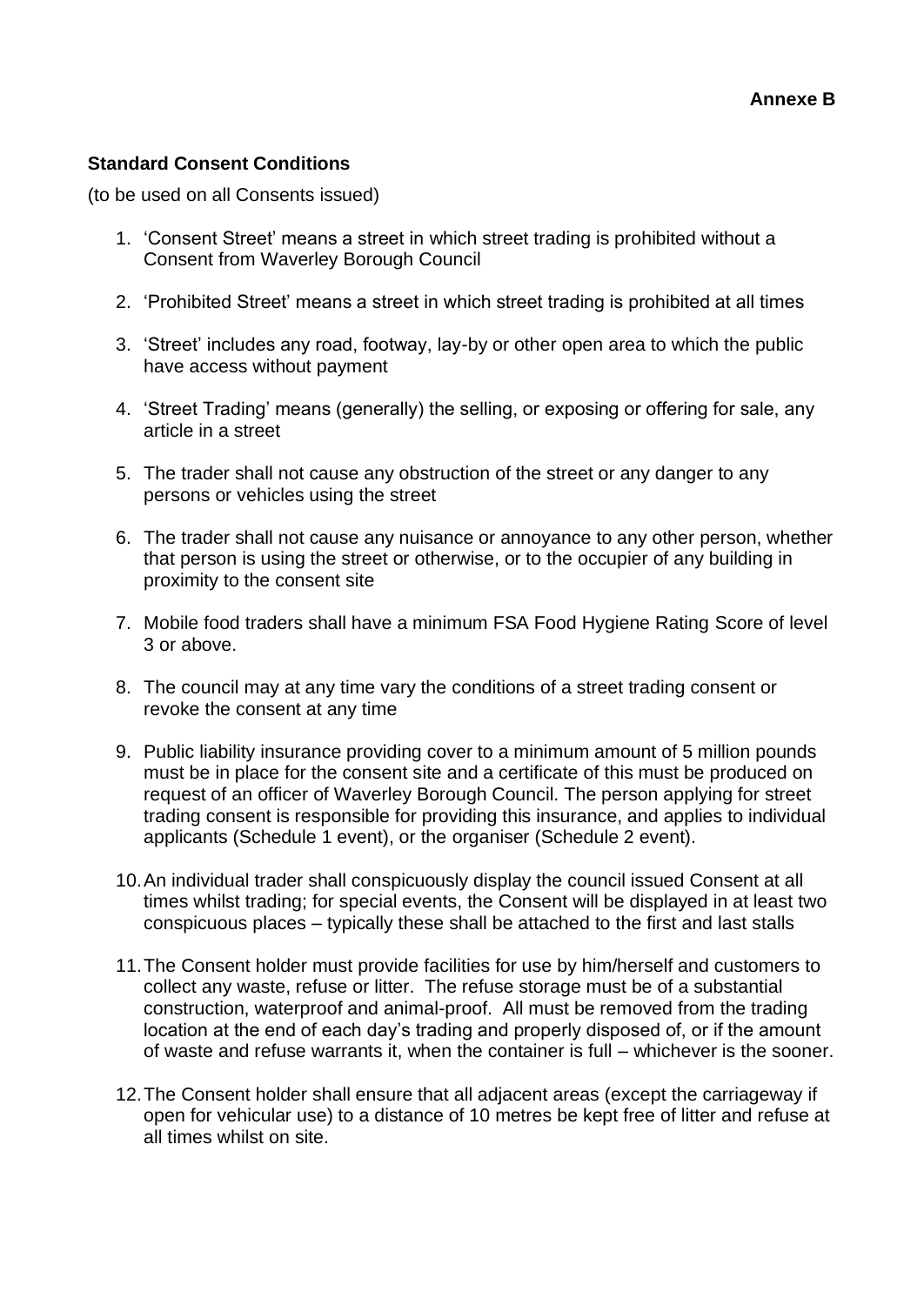**Annexe B**

**Standard Consent Conditions**

(to be used on all Consents issued)

1. 'Consent Street' means a street in which street trading is prohibited without a Consent from Waverley Borough Council
2. 'Prohibited Street' means a street in which street trading is prohibited at all times
3. 'Street' includes any road, footway, lay-by or other open area to which the public have access without payment
4. 'Street Trading' means (generally) the selling, or exposing or offering for sale, any article in a street
5. The trader shall not cause any obstruction of the street or any danger to any persons or vehicles using the street
6. The trader shall not cause any nuisance or annoyance to any other person, whether that person is using the street or otherwise, or to the occupier of any building in proximity to the consent site
7. Mobile food traders shall have a minimum FSA Food Hygiene Rating Score of level 3 or above.
8. The council may at any time vary the conditions of a street trading consent or revoke the consent at any time
9. Public liability insurance providing cover to a minimum amount of 5 million pounds must be in place for the consent site and a certificate of this must be produced on request of an officer of Waverley Borough Council. The person applying for street trading consent is responsible for providing this insurance, and applies to individual applicants (Schedule 1 event), or the organiser (Schedule 2 event).
10. An individual trader shall conspicuously display the council issued Consent at all times whilst trading; for special events, the Consent will be displayed in at least two conspicuous places – typically these shall be attached to the first and last stalls
11. The Consent holder must provide facilities for use by him/herself and customers to collect any waste, refuse or litter. The refuse storage must be of a substantial construction, waterproof and animal-proof. All must be removed from the trading location at the end of each day's trading and properly disposed of, or if the amount of waste and refuse warrants it, when the container is full – whichever is the sooner.
12. The Consent holder shall ensure that all adjacent areas (except the carriageway if open for vehicular use) to a distance of 10 metres be kept free of litter and refuse at all times whilst on site.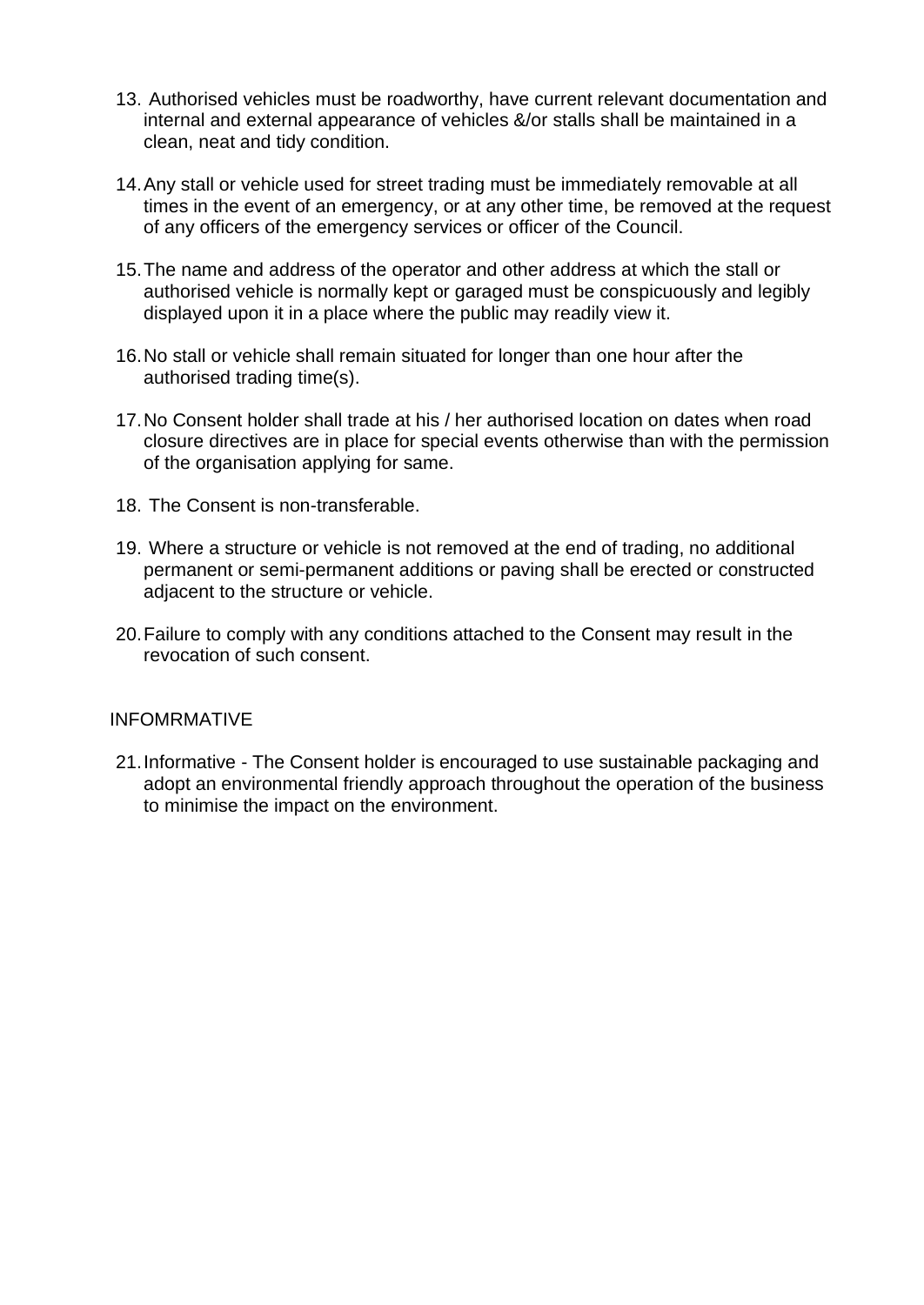13. Authorised vehicles must be roadworthy, have current relevant documentation and internal and external appearance of vehicles &/or stalls shall be maintained in a clean, neat and tidy condition.

14. Any stall or vehicle used for street trading must be immediately removable at all times in the event of an emergency, or at any other time, be removed at the request of any officers of the emergency services or officer of the Council.

15. The name and address of the operator and other address at which the stall or authorised vehicle is normally kept or garaged must be conspicuously and legibly displayed upon it in a place where the public may readily view it.

16. No stall or vehicle shall remain situated for longer than one hour after the authorised trading time(s).

17. No Consent holder shall trade at his / her authorised location on dates when road closure directives are in place for special events otherwise than with the permission of the organisation applying for same.

18. The Consent is non-transferable.

19. Where a structure or vehicle is not removed at the end of trading, no additional permanent or semi-permanent additions or paving shall be erected or constructed adjacent to the structure or vehicle.

20. Failure to comply with any conditions attached to the Consent may result in the revocation of such consent.

INFOMRMATIVE

21. Informative - The Consent holder is encouraged to use sustainable packaging and adopt an environmental friendly approach throughout the operation of the business to minimise the impact on the environment.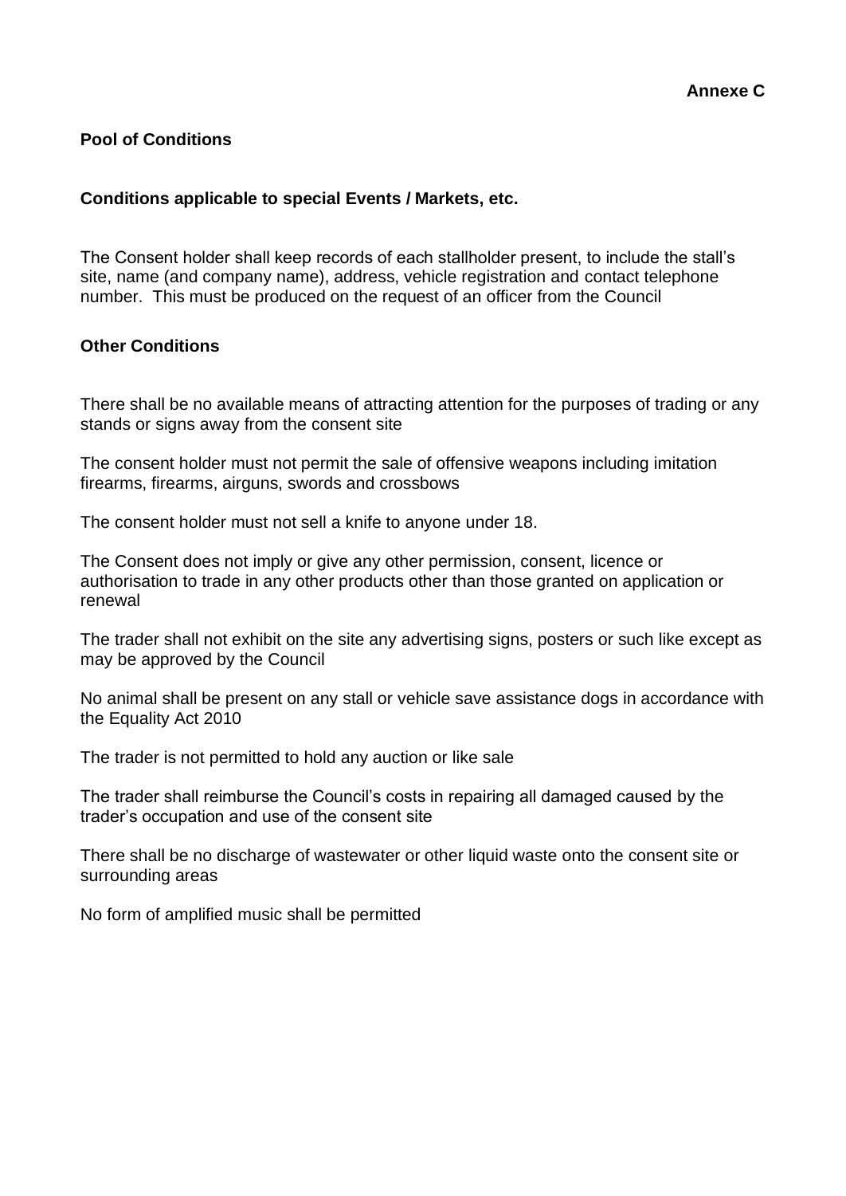**Annexe C**

## Pool of Conditions

### Conditions applicable to special Events / Markets, etc.

The Consent holder shall keep records of each stallholder present, to include the stall's site, name (and company name), address, vehicle registration and contact telephone number. This must be produced on the request of an officer from the Council

### Other Conditions

There shall be no available means of attracting attention for the purposes of trading or any stands or signs away from the consent site

The consent holder must not permit the sale of offensive weapons including imitation firearms, firearms, airguns, swords and crossbows

The consent holder must not sell a knife to anyone under 18.

The Consent does not imply or give any other permission, consent, licence or authorisation to trade in any other products other than those granted on application or renewal

The trader shall not exhibit on the site any advertising signs, posters or such like except as may be approved by the Council

No animal shall be present on any stall or vehicle save assistance dogs in accordance with the Equality Act 2010

The trader is not permitted to hold any auction or like sale

The trader shall reimburse the Council's costs in repairing all damaged caused by the trader's occupation and use of the consent site

There shall be no discharge of wastewater or other liquid waste onto the consent site or surrounding areas

No form of amplified music shall be permitted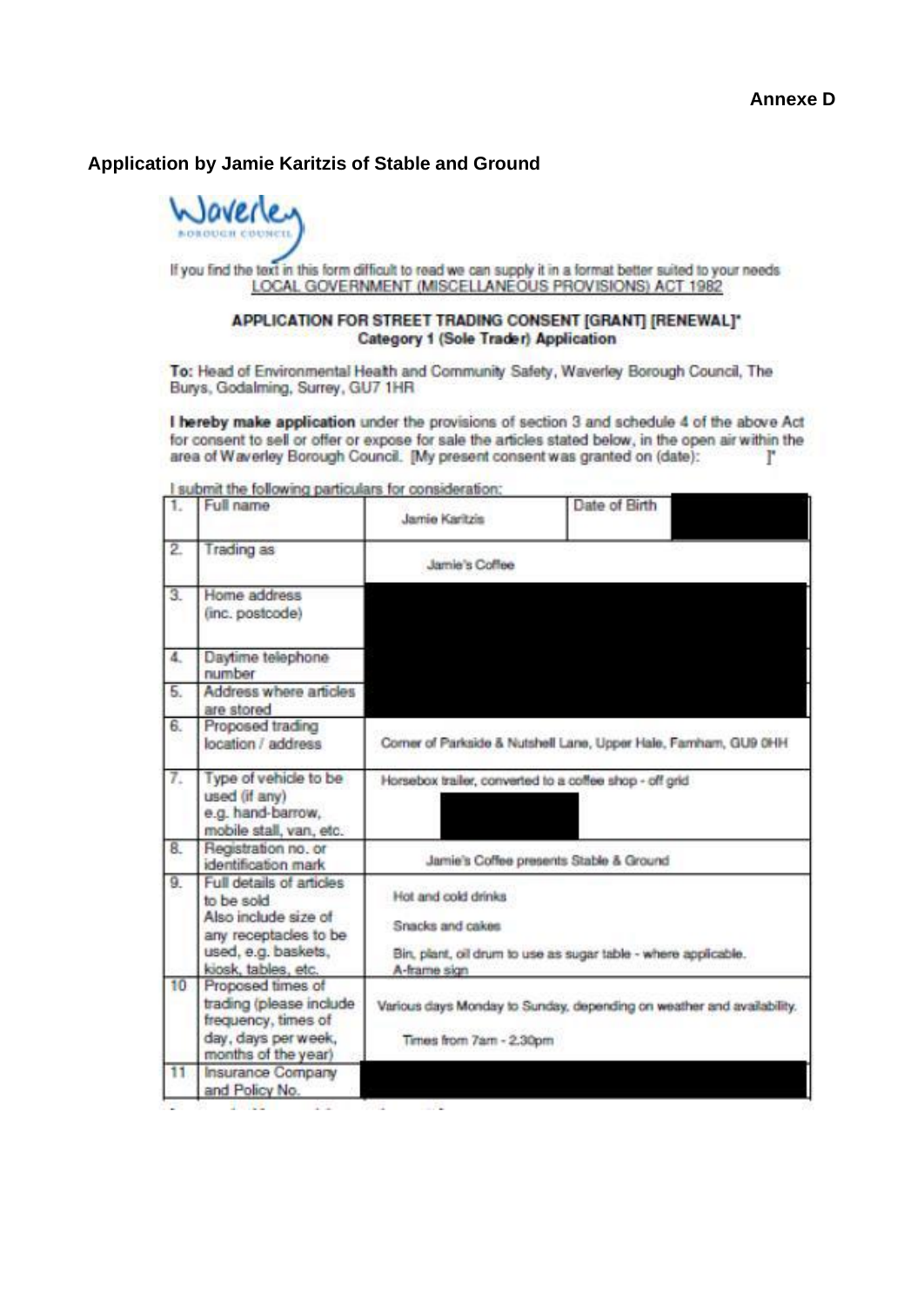**Annexe D**

**Application by Jamie Karitzis of Stable and Ground**

Waverley BOROUGH COUNCIL

If you find the text in this form difficult to read we can supply it in a format better suited to your needs
LOCAL GOVERNMENT (MISCELLANEOUS PROVISIONS) ACT 1982

**APPLICATION FOR STREET TRADING CONSENT [GRANT] [RENEWAL]***
**Category 1 (Sole Trader) Application**

**To:** Head of Environmental Health and Community Safety, Waverley Borough Council, The Burys, Godalming, Surrey, GU7 1HR

**I hereby make application** under the provisions of section 3 and schedule 4 of the above Act for consent to sell or offer or expose for sale the articles stated below, in the open air within the area of Waverley Borough Council. [My present consent was granted on (date): ]*

I submit the following particulars for consideration:

| | | | | |
|---|---|---|---|---|
| 1. | Full name | Jamie Karitzis | Date of Birth | |
| 2. | Trading as | Jamie's Coffee | | |
| 3. | Home address (inc. postcode) | | | |
| 4. | Daytime telephone number | | | |
| 5. | Address where articles are stored | | | |
| 6. | Proposed trading location / address | Corner of Parkside & Nutshell Lane, Upper Hale, Farnham, GU9 0HH | | |
| 7. | Type of vehicle to be used (if any) e.g. hand-barrow, mobile stall, van, etc. | Horsebox trailer, converted to a coffee shop - off grid | | |
| 8. | Registration no. or identification mark | Jamie's Coffee presents Stable & Ground | | |
| 9. | Full details of articles to be sold. Also include size of any receptacles to be used, e.g. baskets, kiosk, tables, etc. | Hot and cold drinks<br>Snacks and cakes<br>Bin, plant, oil drum to use as sugar table - where applicable.<br>A-frame sign | | |
| 10 | Proposed times of trading (please include frequency, times of day, days per week, months of the year) | Various days Monday to Sunday, depending on weather and availability.<br>Times from 7am - 2.30pm | | |
| 11 | Insurance Company and Policy No. | | | |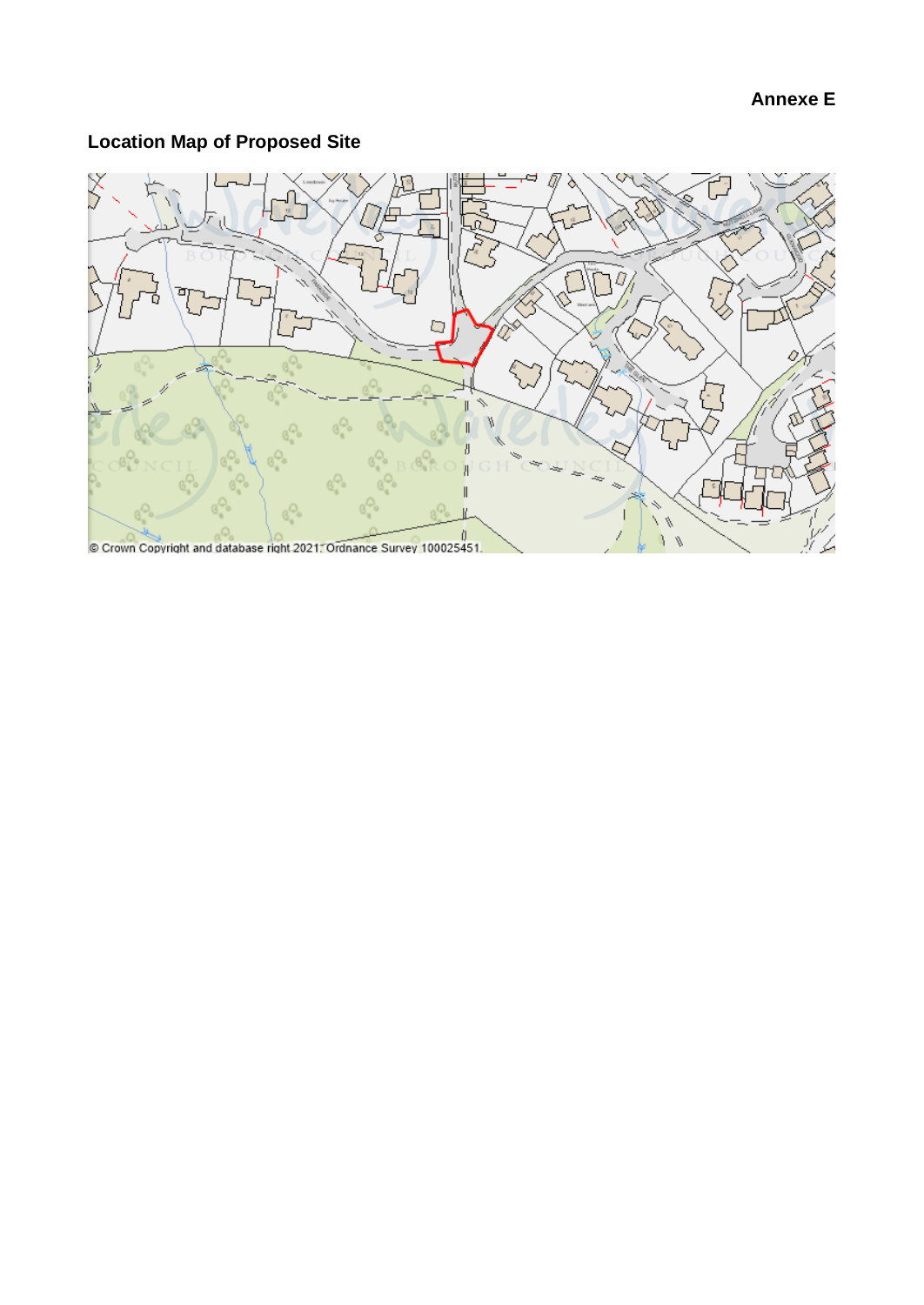**Annexe E**

## Location Map of Proposed Site

© Crown Copyright and database right 2021. Ordnance Survey 100025451.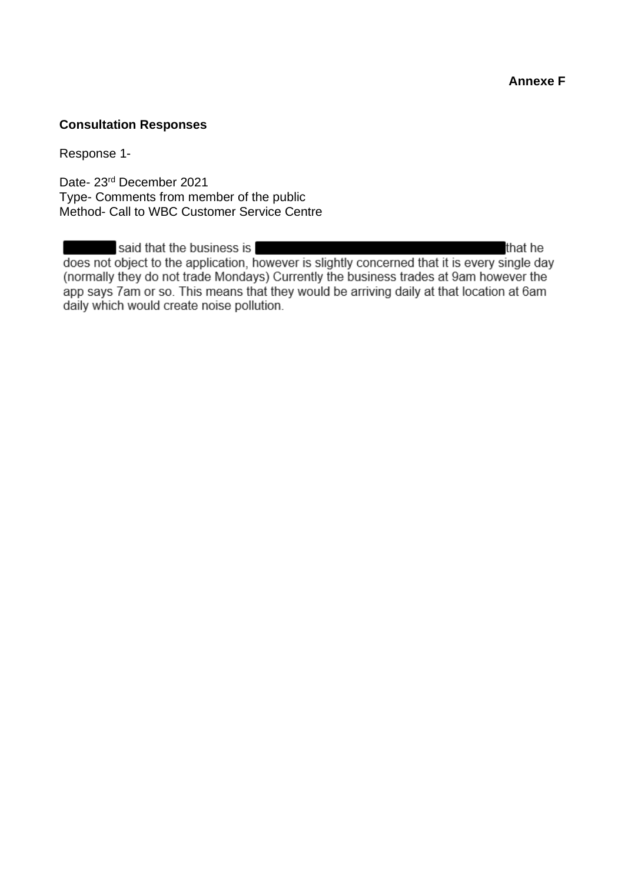**Annexe F**

**Consultation Responses**

Response 1-

Date- 23rd December 2021
Type- Comments from member of the public
Method- Call to WBC Customer Service Centre

[REDACTED] said that the business is [REDACTED] that he does not object to the application, however is slightly concerned that it is every single day (normally they do not trade Mondays) Currently the business trades at 9am however the app says 7am or so. This means that they would be arriving daily at that location at 6am daily which would create noise pollution.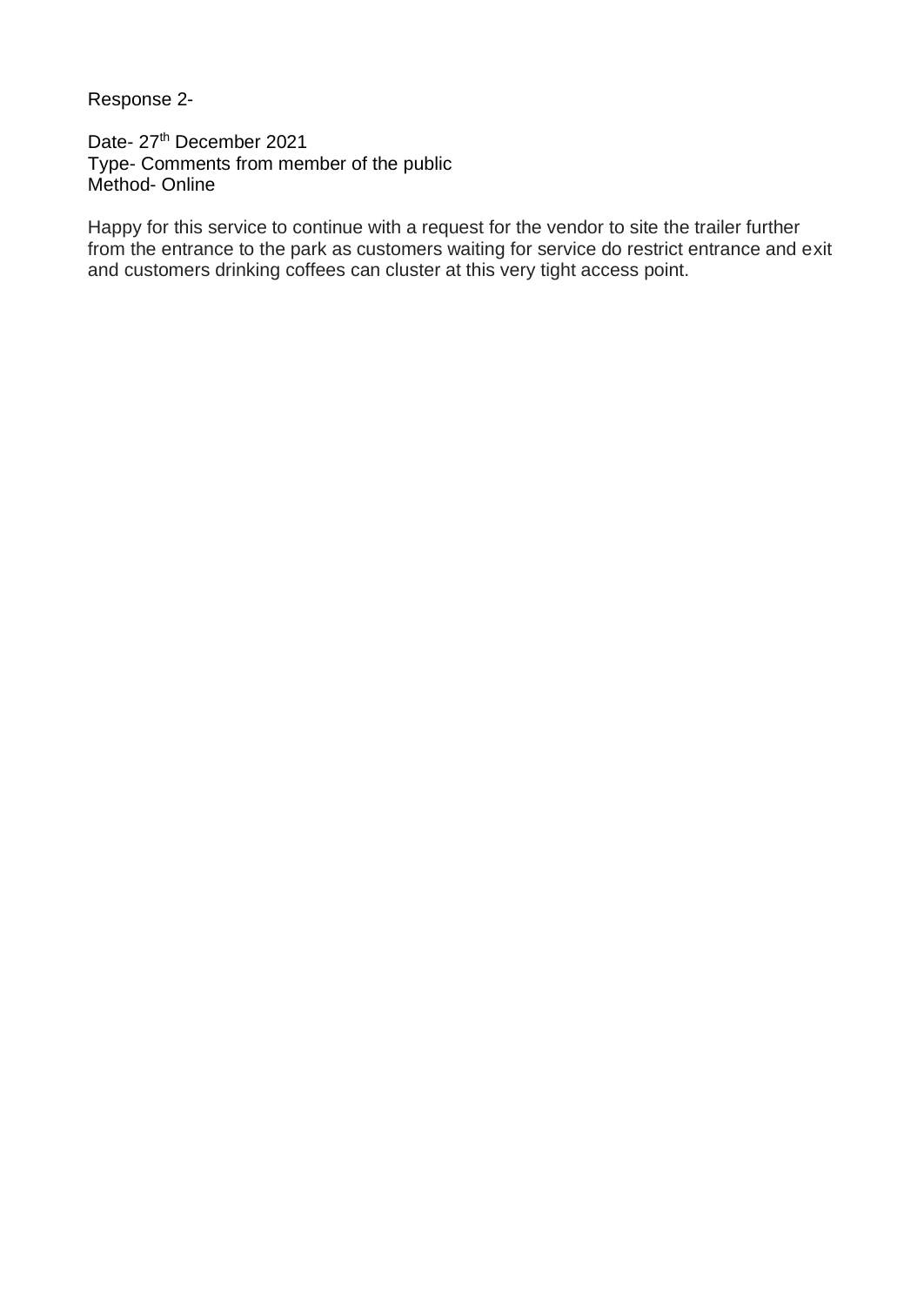Response 2-

Date- 27th December 2021
Type- Comments from member of the public
Method- Online

Happy for this service to continue with a request for the vendor to site the trailer further from the entrance to the park as customers waiting for service do restrict entrance and exit and customers drinking coffees can cluster at this very tight access point.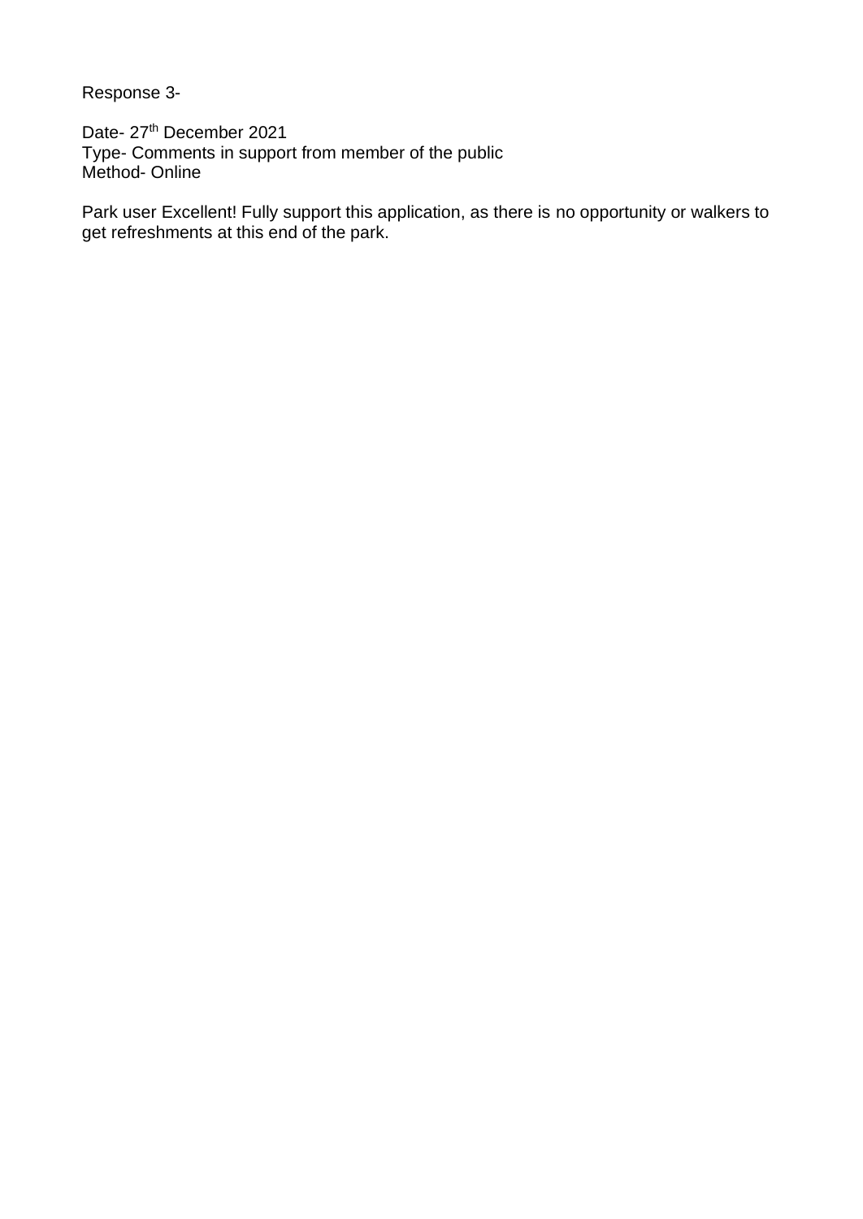Response 3-

Date- 27th December 2021
Type- Comments in support from member of the public
Method- Online

Park user Excellent! Fully support this application, as there is no opportunity or walkers to get refreshments at this end of the park.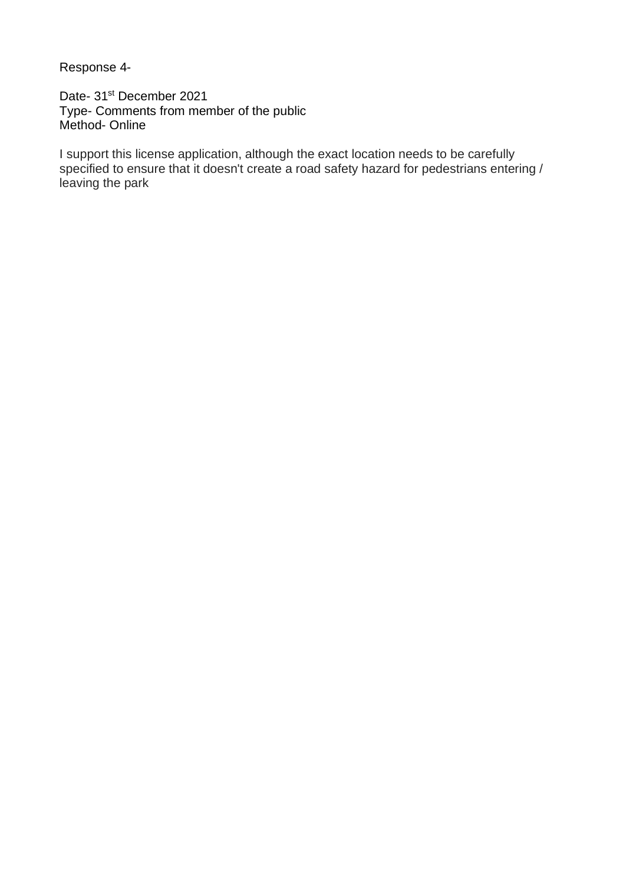Response 4-

Date- 31st December 2021
Type- Comments from member of the public
Method- Online

I support this license application, although the exact location needs to be carefully specified to ensure that it doesn't create a road safety hazard for pedestrians entering / leaving the park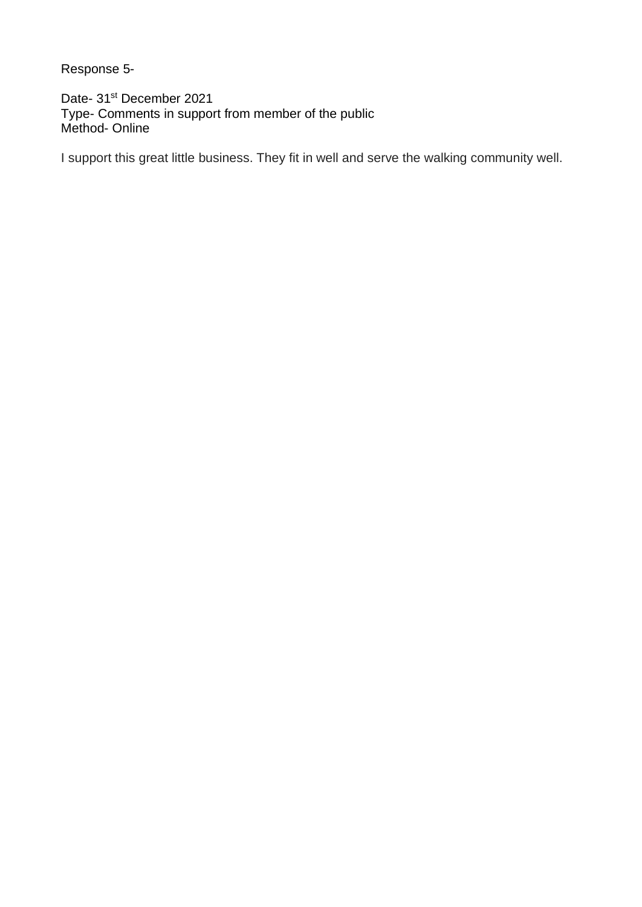Response 5-

Date- 31st December 2021
Type- Comments in support from member of the public
Method- Online

I support this great little business. They fit in well and serve the walking community well.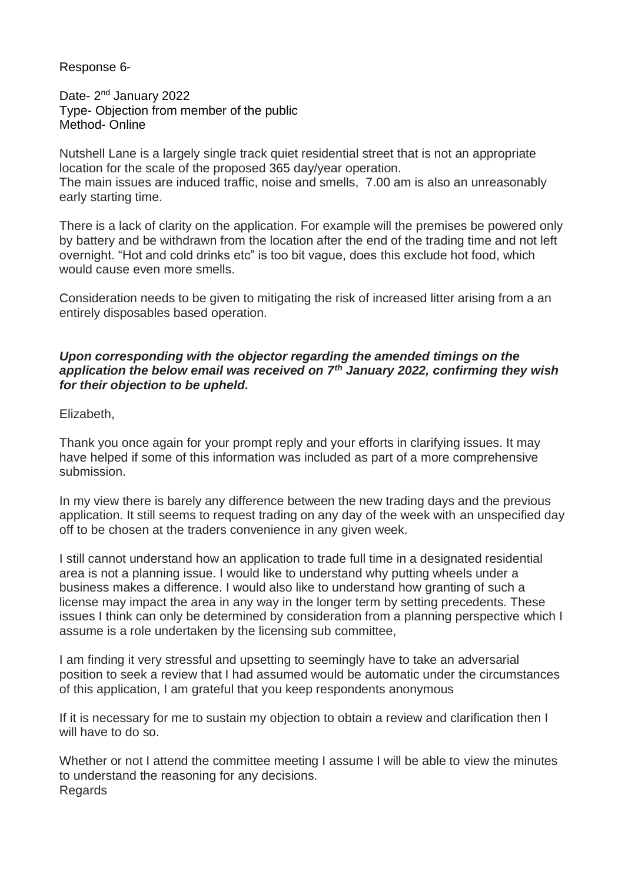Response 6-

Date- 2nd January 2022
Type- Objection from member of the public
Method- Online

Nutshell Lane is a largely single track quiet residential street that is not an appropriate location for the scale of the proposed 365 day/year operation.
The main issues are induced traffic, noise and smells, 7.00 am is also an unreasonably early starting time.

There is a lack of clarity on the application. For example will the premises be powered only by battery and be withdrawn from the location after the end of the trading time and not left overnight. "Hot and cold drinks etc" is too bit vague, does this exclude hot food, which would cause even more smells.

Consideration needs to be given to mitigating the risk of increased litter arising from a an entirely disposables based operation.

***Upon corresponding with the objector regarding the amended timings on the application the below email was received on 7th January 2022, confirming they wish for their objection to be upheld.***

Elizabeth,

Thank you once again for your prompt reply and your efforts in clarifying issues. It may have helped if some of this information was included as part of a more comprehensive submission.

In my view there is barely any difference between the new trading days and the previous application. It still seems to request trading on any day of the week with an unspecified day off to be chosen at the traders convenience in any given week.

I still cannot understand how an application to trade full time in a designated residential area is not a planning issue. I would like to understand why putting wheels under a business makes a difference. I would also like to understand how granting of such a license may impact the area in any way in the longer term by setting precedents. These issues I think can only be determined by consideration from a planning perspective which I assume is a role undertaken by the licensing sub committee,

I am finding it very stressful and upsetting to seemingly have to take an adversarial position to seek a review that I had assumed would be automatic under the circumstances of this application, I am grateful that you keep respondents anonymous

If it is necessary for me to sustain my objection to obtain a review and clarification then I will have to do so.

Whether or not I attend the committee meeting I assume I will be able to view the minutes to understand the reasoning for any decisions.
Regards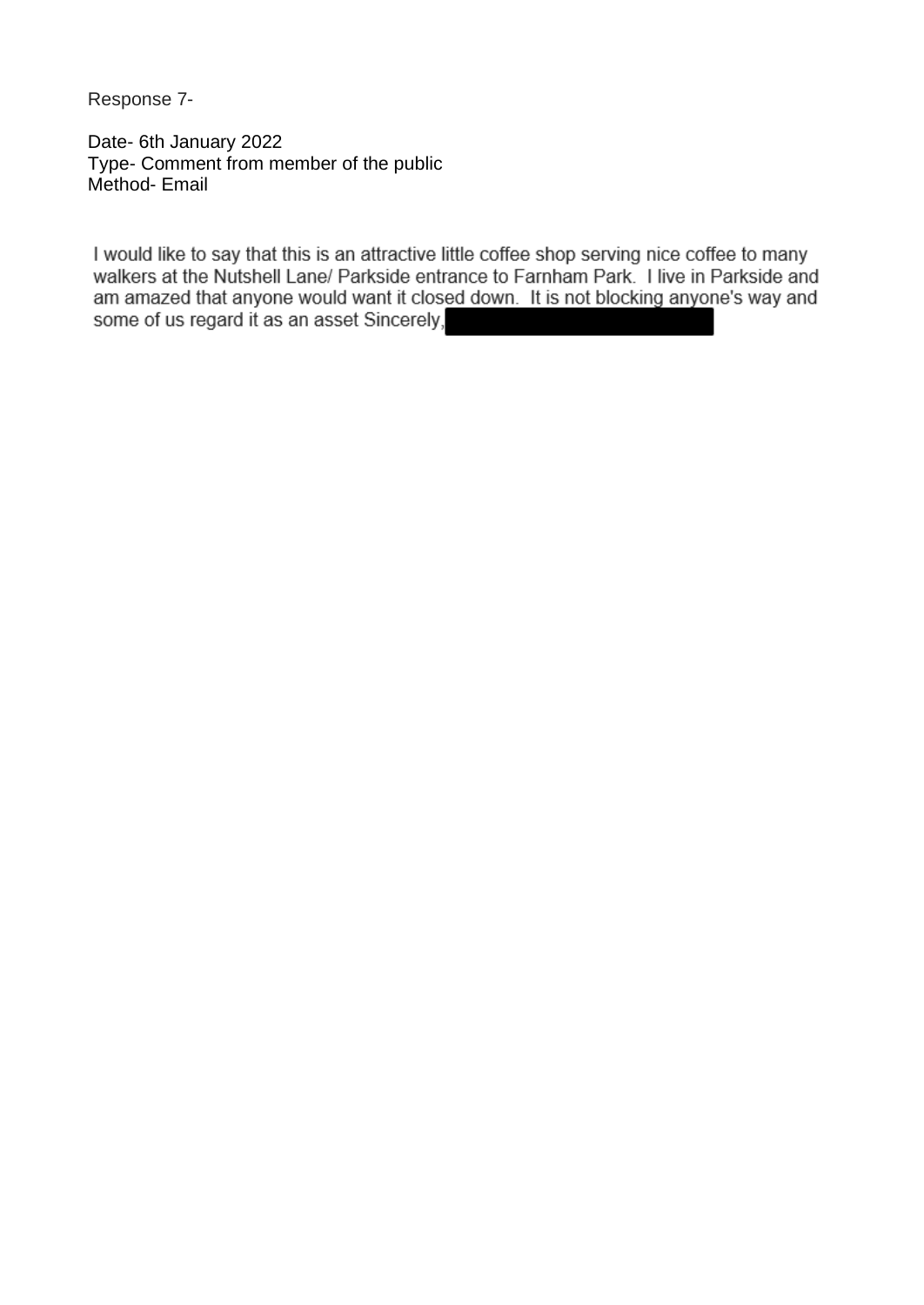Response 7-

Date- 6th January 2022
Type- Comment from member of the public
Method- Email

I would like to say that this is an attractive little coffee shop serving nice coffee to many walkers at the Nutshell Lane/ Parkside entrance to Farnham Park. I live in Parkside and am amazed that anyone would want it closed down. It is not blocking anyone's way and some of us regard it as an asset Sincerely,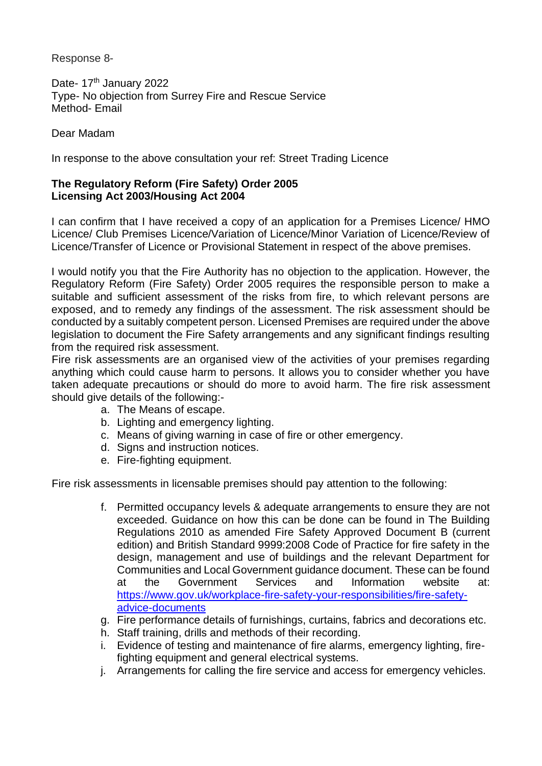Response 8-

Date- 17th January 2022
Type- No objection from Surrey Fire and Rescue Service
Method- Email

Dear Madam

In response to the above consultation your ref: Street Trading Licence

**The Regulatory Reform (Fire Safety) Order 2005**
**Licensing Act 2003/Housing Act 2004**

I can confirm that I have received a copy of an application for a Premises Licence/ HMO Licence/ Club Premises Licence/Variation of Licence/Minor Variation of Licence/Review of Licence/Transfer of Licence or Provisional Statement in respect of the above premises.

I would notify you that the Fire Authority has no objection to the application. However, the Regulatory Reform (Fire Safety) Order 2005 requires the responsible person to make a suitable and sufficient assessment of the risks from fire, to which relevant persons are exposed, and to remedy any findings of the assessment. The risk assessment should be conducted by a suitably competent person. Licensed Premises are required under the above legislation to document the Fire Safety arrangements and any significant findings resulting from the required risk assessment.
Fire risk assessments are an organised view of the activities of your premises regarding anything which could cause harm to persons. It allows you to consider whether you have taken adequate precautions or should do more to avoid harm. The fire risk assessment should give details of the following:-

a. The Means of escape.
b. Lighting and emergency lighting.
c. Means of giving warning in case of fire or other emergency.
d. Signs and instruction notices.
e. Fire-fighting equipment.

Fire risk assessments in licensable premises should pay attention to the following:

f. Permitted occupancy levels & adequate arrangements to ensure they are not exceeded. Guidance on how this can be done can be found in The Building Regulations 2010 as amended Fire Safety Approved Document B (current edition) and British Standard 9999:2008 Code of Practice for fire safety in the design, management and use of buildings and the relevant Department for Communities and Local Government guidance document. These can be found at the Government Services and Information website at: [https://www.gov.uk/workplace-fire-safety-your-responsibilities/fire-safety-advice-documents](https://www.gov.uk/workplace-fire-safety-your-responsibilities/fire-safety-advice-documents)
g. Fire performance details of furnishings, curtains, fabrics and decorations etc.
h. Staff training, drills and methods of their recording.
i. Evidence of testing and maintenance of fire alarms, emergency lighting, fire-fighting equipment and general electrical systems.
j. Arrangements for calling the fire service and access for emergency vehicles.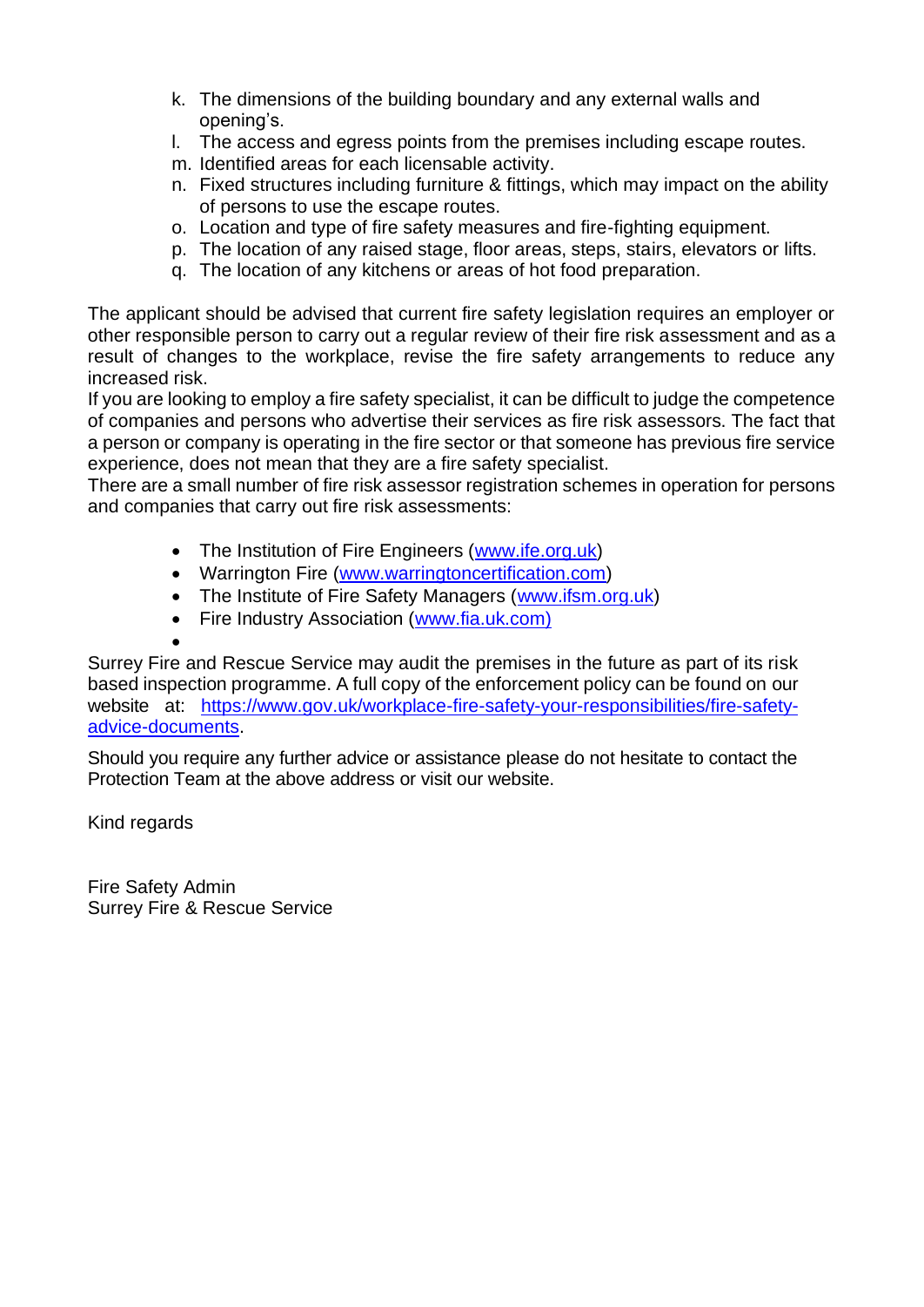k. The dimensions of the building boundary and any external walls and opening's.
l. The access and egress points from the premises including escape routes.
m. Identified areas for each licensable activity.
n. Fixed structures including furniture & fittings, which may impact on the ability of persons to use the escape routes.
o. Location and type of fire safety measures and fire-fighting equipment.
p. The location of any raised stage, floor areas, steps, stairs, elevators or lifts.
q. The location of any kitchens or areas of hot food preparation.

The applicant should be advised that current fire safety legislation requires an employer or other responsible person to carry out a regular review of their fire risk assessment and as a result of changes to the workplace, revise the fire safety arrangements to reduce any increased risk.
If you are looking to employ a fire safety specialist, it can be difficult to judge the competence of companies and persons who advertise their services as fire risk assessors. The fact that a person or company is operating in the fire sector or that someone has previous fire service experience, does not mean that they are a fire safety specialist.
There are a small number of fire risk assessor registration schemes in operation for persons and companies that carry out fire risk assessments:

- The Institution of Fire Engineers (www.ife.org.uk)
- Warrington Fire (www.warringtoncertification.com)
- The Institute of Fire Safety Managers (www.ifsm.org.uk)
- Fire Industry Association (www.fia.uk.com)

Surrey Fire and Rescue Service may audit the premises in the future as part of its risk based inspection programme. A full copy of the enforcement policy can be found on our website at: https://www.gov.uk/workplace-fire-safety-your-responsibilities/fire-safety-advice-documents.

Should you require any further advice or assistance please do not hesitate to contact the Protection Team at the above address or visit our website.

Kind regards

Fire Safety Admin
Surrey Fire & Rescue Service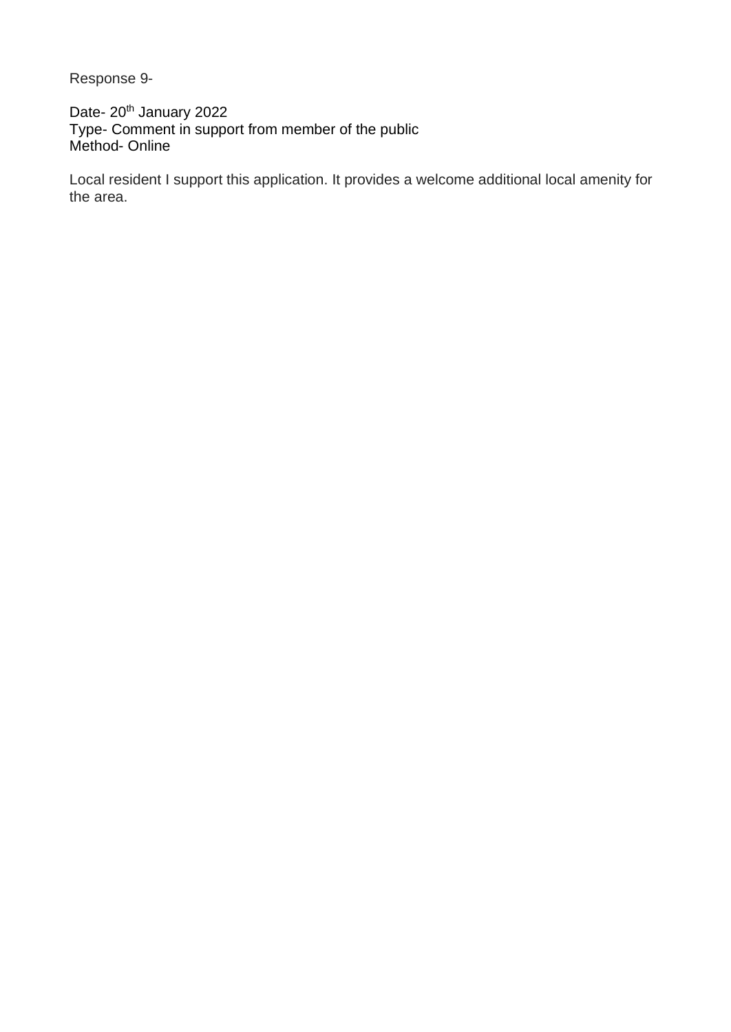Response 9-

Date- 20th January 2022
Type- Comment in support from member of the public
Method- Online

Local resident I support this application. It provides a welcome additional local amenity for the area.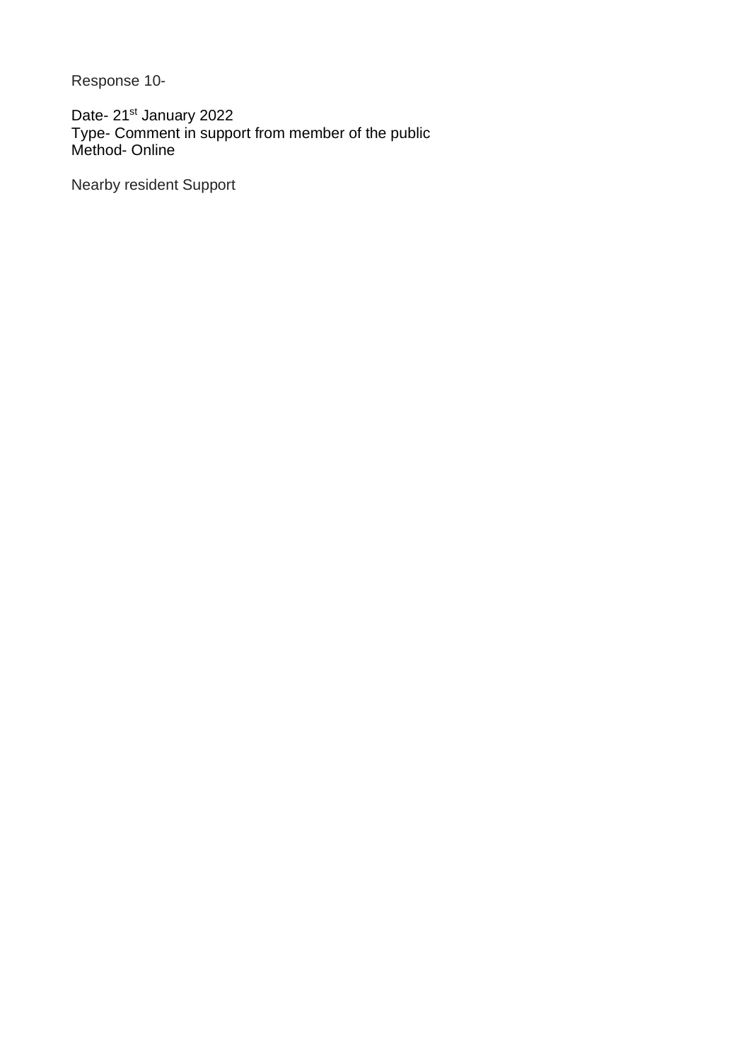Response 10-

Date- 21st January 2022
Type- Comment in support from member of the public
Method- Online

Nearby resident Support